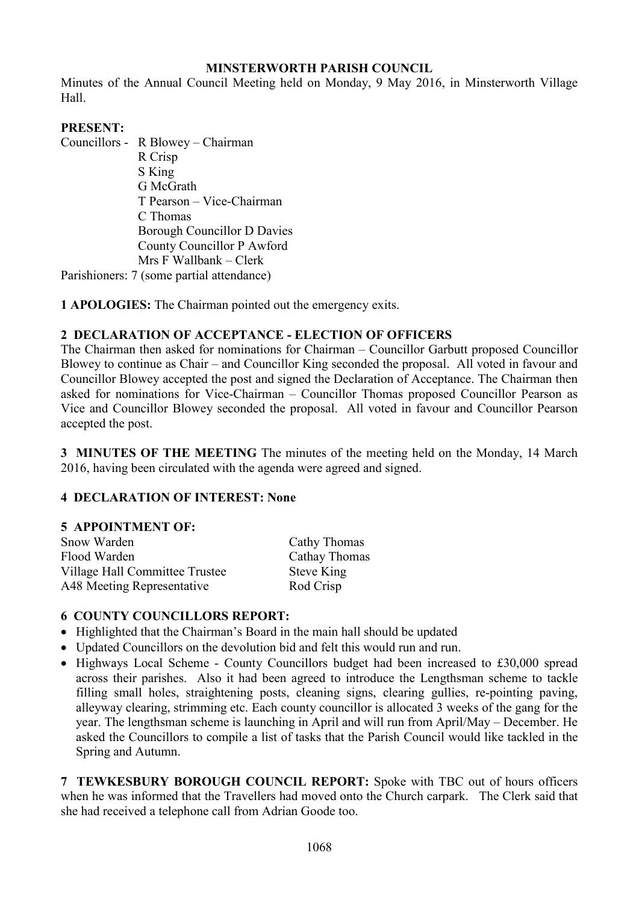# MINSTERWORTH PARISH COUNCIL

Minutes of the Annual Council Meeting held on Monday, 9 May 2016, in Minsterworth Village Hall.

**PRESENT:**

Councillors - R Blowey – Chairman
R Crisp
S King
G McGrath
T Pearson – Vice-Chairman
C Thomas
Borough Councillor D Davies
County Councillor P Awford
Mrs F Wallbank – Clerk

Parishioners: 7 (some partial attendance)

**1 APOLOGIES:** The Chairman pointed out the emergency exits.

**2 DECLARATION OF ACCEPTANCE - ELECTION OF OFFICERS**

The Chairman then asked for nominations for Chairman – Councillor Garbutt proposed Councillor Blowey to continue as Chair – and Councillor King seconded the proposal. All voted in favour and Councillor Blowey accepted the post and signed the Declaration of Acceptance. The Chairman then asked for nominations for Vice-Chairman – Councillor Thomas proposed Councillor Pearson as Vice and Councillor Blowey seconded the proposal. All voted in favour and Councillor Pearson accepted the post.

**3 MINUTES OF THE MEETING** The minutes of the meeting held on the Monday, 14 March 2016, having been circulated with the agenda were agreed and signed.

**4 DECLARATION OF INTEREST: None**

**5 APPOINTMENT OF:**

| | |
|---|---|
| Snow Warden | Cathy Thomas |
| Flood Warden | Cathay Thomas |
| Village Hall Committee Trustee | Steve King |
| A48 Meeting Representative | Rod Crisp |

**6 COUNTY COUNCILLORS REPORT:**

- Highlighted that the Chairman's Board in the main hall should be updated
- Updated Councillors on the devolution bid and felt this would run and run.
- Highways Local Scheme - County Councillors budget had been increased to £30,000 spread across their parishes. Also it had been agreed to introduce the Lengthsman scheme to tackle filling small holes, straightening posts, cleaning signs, clearing gullies, re-pointing paving, alleyway clearing, strimming etc. Each county councillor is allocated 3 weeks of the gang for the year. The lengthsman scheme is launching in April and will run from April/May – December. He asked the Councillors to compile a list of tasks that the Parish Council would like tackled in the Spring and Autumn.

**7 TEWKESBURY BOROUGH COUNCIL REPORT:** Spoke with TBC out of hours officers when he was informed that the Travellers had moved onto the Church carpark. The Clerk said that she had received a telephone call from Adrian Goode too.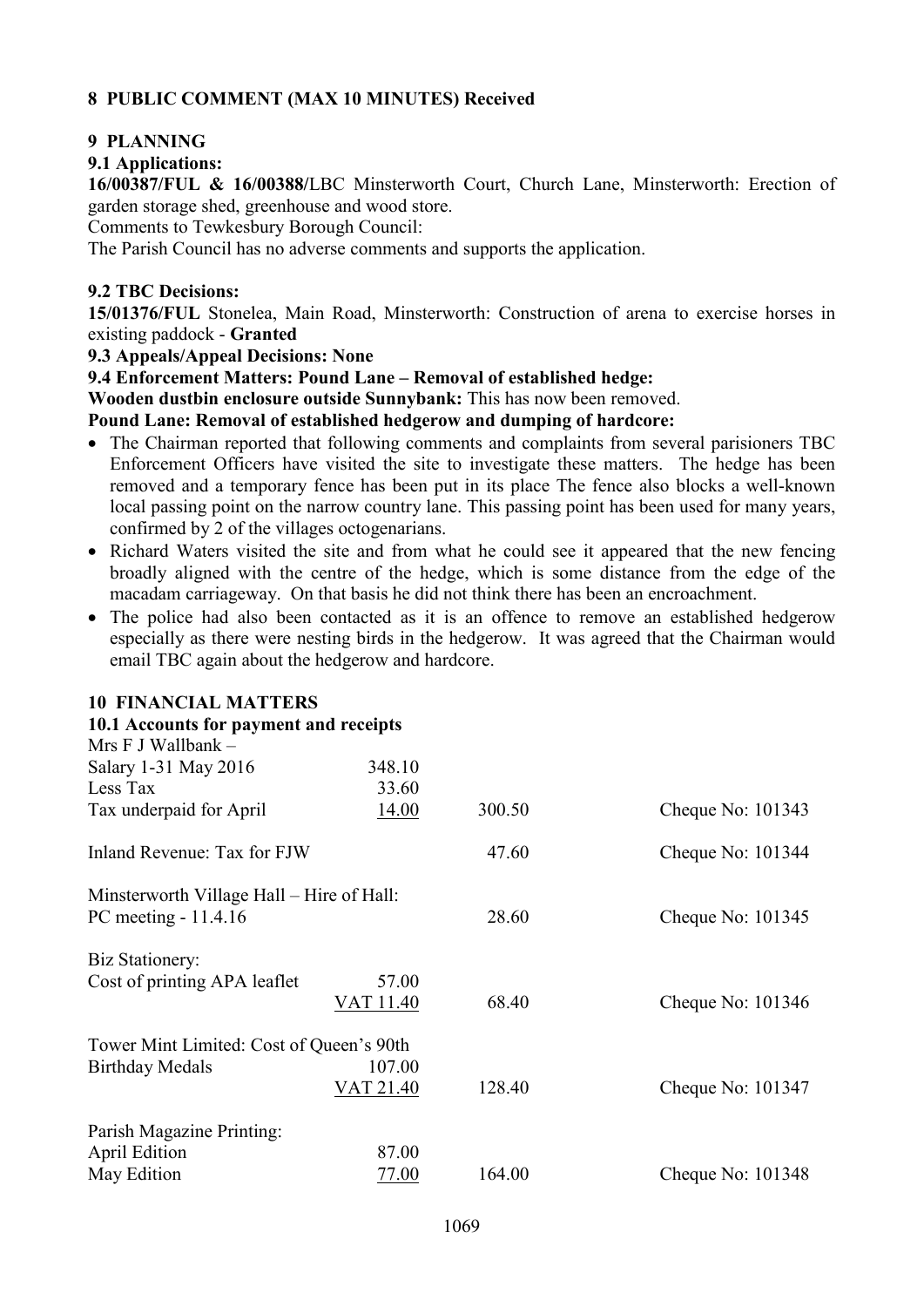## 8 PUBLIC COMMENT (MAX 10 MINUTES) Received

## 9 PLANNING

### 9.1 Applications:

**16/00387/FUL & 16/00388/**LBC Minsterworth Court, Church Lane, Minsterworth: Erection of garden storage shed, greenhouse and wood store.

Comments to Tewkesbury Borough Council:

The Parish Council has no adverse comments and supports the application.

### 9.2 TBC Decisions:

**15/01376/FUL** Stonelea, Main Road, Minsterworth: Construction of arena to exercise horses in existing paddock - **Granted**

**9.3 Appeals/Appeal Decisions: None**

**9.4 Enforcement Matters: Pound Lane – Removal of established hedge:**

**Wooden dustbin enclosure outside Sunnybank:** This has now been removed.

**Pound Lane: Removal of established hedgerow and dumping of hardcore:**

- The Chairman reported that following comments and complaints from several parisioners TBC Enforcement Officers have visited the site to investigate these matters. The hedge has been removed and a temporary fence has been put in its place The fence also blocks a well-known local passing point on the narrow country lane. This passing point has been used for many years, confirmed by 2 of the villages octogenarians.
- Richard Waters visited the site and from what he could see it appeared that the new fencing broadly aligned with the centre of the hedge, which is some distance from the edge of the macadam carriageway. On that basis he did not think there has been an encroachment.
- The police had also been contacted as it is an offence to remove an established hedgerow especially as there were nesting birds in the hedgerow. It was agreed that the Chairman would email TBC again about the hedgerow and hardcore.

## 10 FINANCIAL MATTERS

### 10.1 Accounts for payment and receipts

| | | | |
|---|---|---|---|
| Mrs F J Wallbank – | | | |
| Salary 1-31 May 2016 | 348.10 | | |
| Less Tax | 33.60 | | |
| Tax underpaid for April | 14.00 | 300.50 | Cheque No: 101343 |
| Inland Revenue: Tax for FJW | | 47.60 | Cheque No: 101344 |
| Minsterworth Village Hall – Hire of Hall: | | | |
| PC meeting - 11.4.16 | | 28.60 | Cheque No: 101345 |
| Biz Stationery: | | | |
| Cost of printing APA leaflet | 57.00 | | |
| | VAT 11.40 | 68.40 | Cheque No: 101346 |
| Tower Mint Limited: Cost of Queen's 90th | | | |
| Birthday Medals | 107.00 | | |
| | VAT 21.40 | 128.40 | Cheque No: 101347 |
| Parish Magazine Printing: | | | |
| April Edition | 87.00 | | |
| May Edition | 77.00 | 164.00 | Cheque No: 101348 |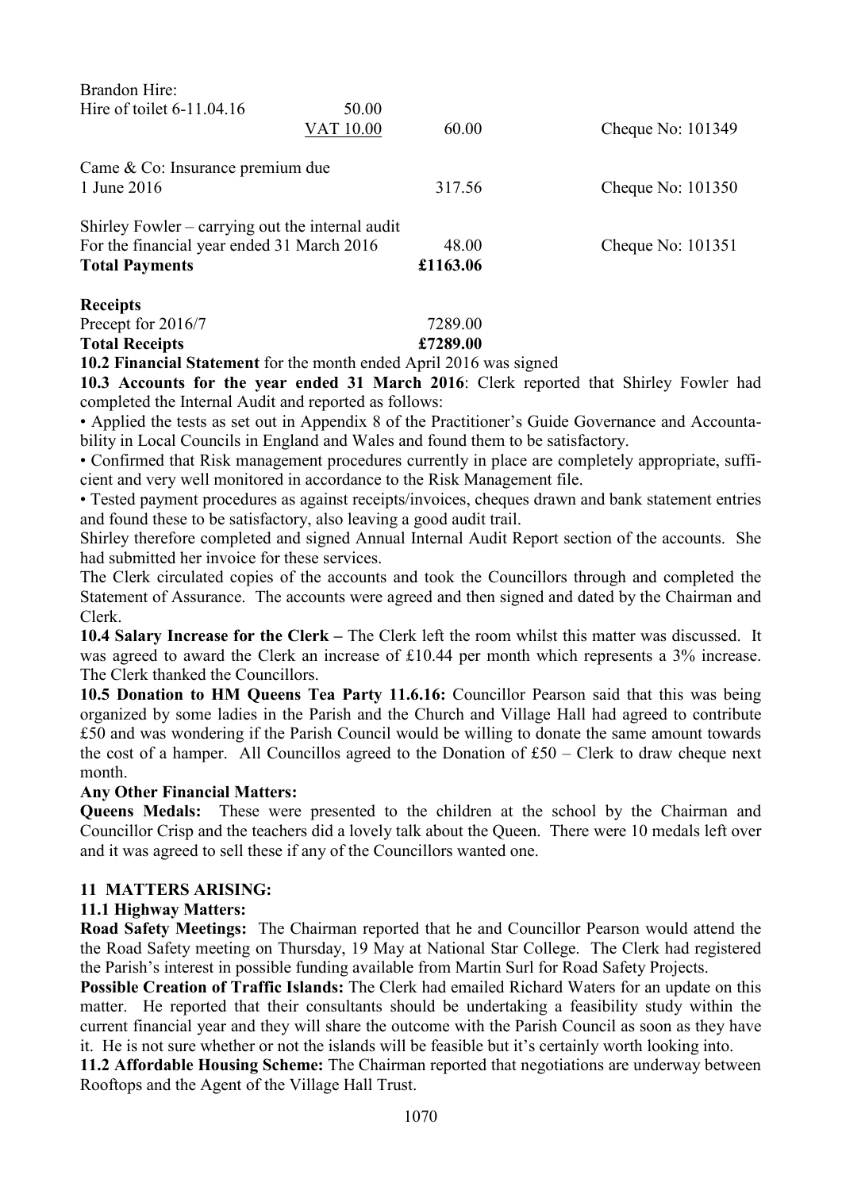| | | | |
|---|---|---|---|
| Brandon Hire: | | | |
| Hire of toilet 6-11.04.16 | 50.00 | | |
| | VAT 10.00 | 60.00 | Cheque No: 101349 |
| Came & Co: Insurance premium due 1 June 2016 | | 317.56 | Cheque No: 101350 |
| Shirley Fowler – carrying out the internal audit For the financial year ended 31 March 2016 | | 48.00 | Cheque No: 101351 |
| **Total Payments** | | **£1163.06** | |

**Receipts**

| | |
|---|---|
| Precept for 2016/7 | 7289.00 |
| **Total Receipts** | **£7289.00** |

**10.2 Financial Statement** for the month ended April 2016 was signed

**10.3 Accounts for the year ended 31 March 2016**: Clerk reported that Shirley Fowler had completed the Internal Audit and reported as follows:

- Applied the tests as set out in Appendix 8 of the Practitioner's Guide Governance and Accountability in Local Councils in England and Wales and found them to be satisfactory.
- Confirmed that Risk management procedures currently in place are completely appropriate, sufficient and very well monitored in accordance to the Risk Management file.
- Tested payment procedures as against receipts/invoices, cheques drawn and bank statement entries and found these to be satisfactory, also leaving a good audit trail.

Shirley therefore completed and signed Annual Internal Audit Report section of the accounts. She had submitted her invoice for these services.

The Clerk circulated copies of the accounts and took the Councillors through and completed the Statement of Assurance. The accounts were agreed and then signed and dated by the Chairman and Clerk.

**10.4 Salary Increase for the Clerk –** The Clerk left the room whilst this matter was discussed. It was agreed to award the Clerk an increase of £10.44 per month which represents a 3% increase. The Clerk thanked the Councillors.

**10.5 Donation to HM Queens Tea Party 11.6.16:** Councillor Pearson said that this was being organized by some ladies in the Parish and the Church and Village Hall had agreed to contribute £50 and was wondering if the Parish Council would be willing to donate the same amount towards the cost of a hamper. All Councillos agreed to the Donation of £50 – Clerk to draw cheque next month.

**Any Other Financial Matters:**

**Queens Medals:** These were presented to the children at the school by the Chairman and Councillor Crisp and the teachers did a lovely talk about the Queen. There were 10 medals left over and it was agreed to sell these if any of the Councillors wanted one.

**11 MATTERS ARISING:**

**11.1 Highway Matters:**

**Road Safety Meetings:** The Chairman reported that he and Councillor Pearson would attend the the Road Safety meeting on Thursday, 19 May at National Star College. The Clerk had registered the Parish's interest in possible funding available from Martin Surl for Road Safety Projects.

**Possible Creation of Traffic Islands:** The Clerk had emailed Richard Waters for an update on this matter. He reported that their consultants should be undertaking a feasibility study within the current financial year and they will share the outcome with the Parish Council as soon as they have it. He is not sure whether or not the islands will be feasible but it's certainly worth looking into.

**11.2 Affordable Housing Scheme:** The Chairman reported that negotiations are underway between Rooftops and the Agent of the Village Hall Trust.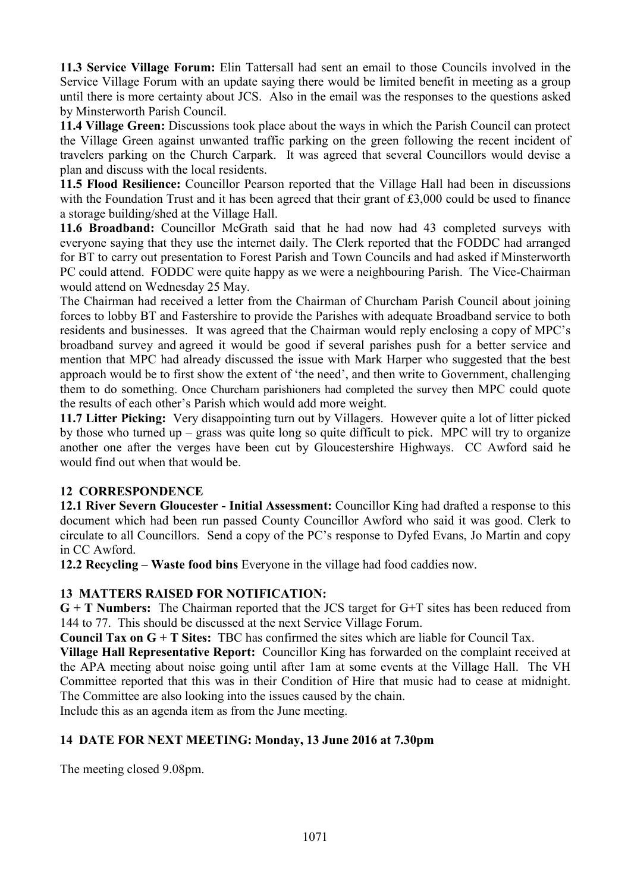**11.3 Service Village Forum:** Elin Tattersall had sent an email to those Councils involved in the Service Village Forum with an update saying there would be limited benefit in meeting as a group until there is more certainty about JCS. Also in the email was the responses to the questions asked by Minsterworth Parish Council.

**11.4 Village Green:** Discussions took place about the ways in which the Parish Council can protect the Village Green against unwanted traffic parking on the green following the recent incident of travelers parking on the Church Carpark. It was agreed that several Councillors would devise a plan and discuss with the local residents.

**11.5 Flood Resilience:** Councillor Pearson reported that the Village Hall had been in discussions with the Foundation Trust and it has been agreed that their grant of £3,000 could be used to finance a storage building/shed at the Village Hall.

**11.6 Broadband:** Councillor McGrath said that he had now had 43 completed surveys with everyone saying that they use the internet daily. The Clerk reported that the FODDC had arranged for BT to carry out presentation to Forest Parish and Town Councils and had asked if Minsterworth PC could attend. FODDC were quite happy as we were a neighbouring Parish. The Vice-Chairman would attend on Wednesday 25 May.

The Chairman had received a letter from the Chairman of Churcham Parish Council about joining forces to lobby BT and Fastershire to provide the Parishes with adequate Broadband service to both residents and businesses. It was agreed that the Chairman would reply enclosing a copy of MPC's broadband survey and agreed it would be good if several parishes push for a better service and mention that MPC had already discussed the issue with Mark Harper who suggested that the best approach would be to first show the extent of 'the need', and then write to Government, challenging them to do something. Once Churcham parishioners had completed the survey then MPC could quote the results of each other's Parish which would add more weight.

**11.7 Litter Picking:** Very disappointing turn out by Villagers. However quite a lot of litter picked by those who turned up – grass was quite long so quite difficult to pick. MPC will try to organize another one after the verges have been cut by Gloucestershire Highways. CC Awford said he would find out when that would be.

## 12 CORRESPONDENCE

**12.1 River Severn Gloucester - Initial Assessment:** Councillor King had drafted a response to this document which had been run passed County Councillor Awford who said it was good. Clerk to circulate to all Councillors. Send a copy of the PC's response to Dyfed Evans, Jo Martin and copy in CC Awford.

**12.2 Recycling – Waste food bins** Everyone in the village had food caddies now.

## 13 MATTERS RAISED FOR NOTIFICATION:

**G + T Numbers:** The Chairman reported that the JCS target for G+T sites has been reduced from 144 to 77. This should be discussed at the next Service Village Forum.

**Council Tax on G + T Sites:** TBC has confirmed the sites which are liable for Council Tax.

**Village Hall Representative Report:** Councillor King has forwarded on the complaint received at the APA meeting about noise going until after 1am at some events at the Village Hall. The VH Committee reported that this was in their Condition of Hire that music had to cease at midnight. The Committee are also looking into the issues caused by the chain.

Include this as an agenda item as from the June meeting.

## 14 DATE FOR NEXT MEETING: Monday, 13 June 2016 at 7.30pm

The meeting closed 9.08pm.